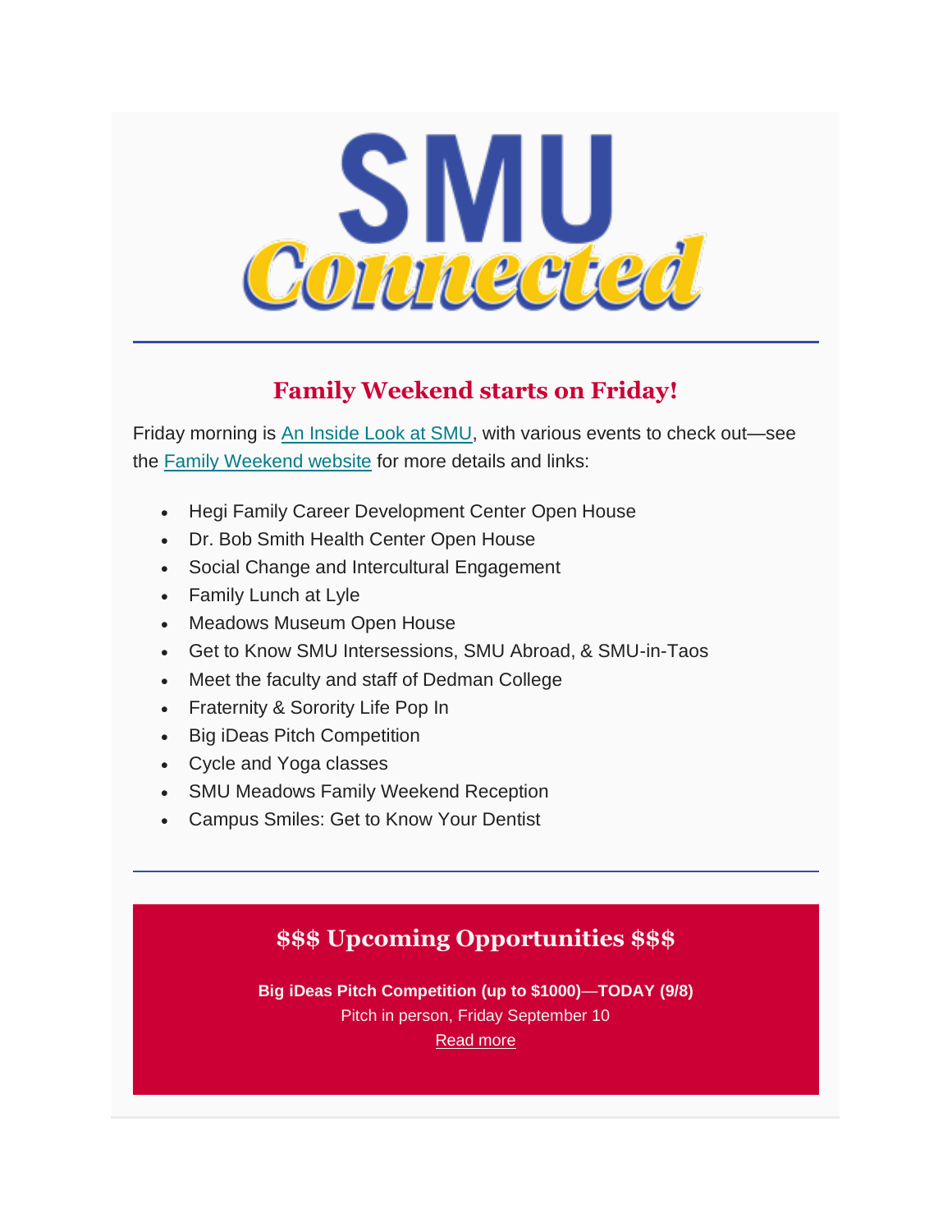# SMU Connected

## Family Weekend starts on Friday!

Friday morning is An Inside Look at SMU, with various events to check out—see the Family Weekend website for more details and links:

- Hegi Family Career Development Center Open House
- Dr. Bob Smith Health Center Open House
- Social Change and Intercultural Engagement
- Family Lunch at Lyle
- Meadows Museum Open House
- Get to Know SMU Intersessions, SMU Abroad, & SMU-in-Taos
- Meet the faculty and staff of Dedman College
- Fraternity & Sorority Life Pop In
- Big iDeas Pitch Competition
- Cycle and Yoga classes
- SMU Meadows Family Weekend Reception
- Campus Smiles: Get to Know Your Dentist

## $$$ Upcoming Opportunities $$$

**Big iDeas Pitch Competition (up to $1000)—TODAY (9/8)**
Pitch in person, Friday September 10
Read more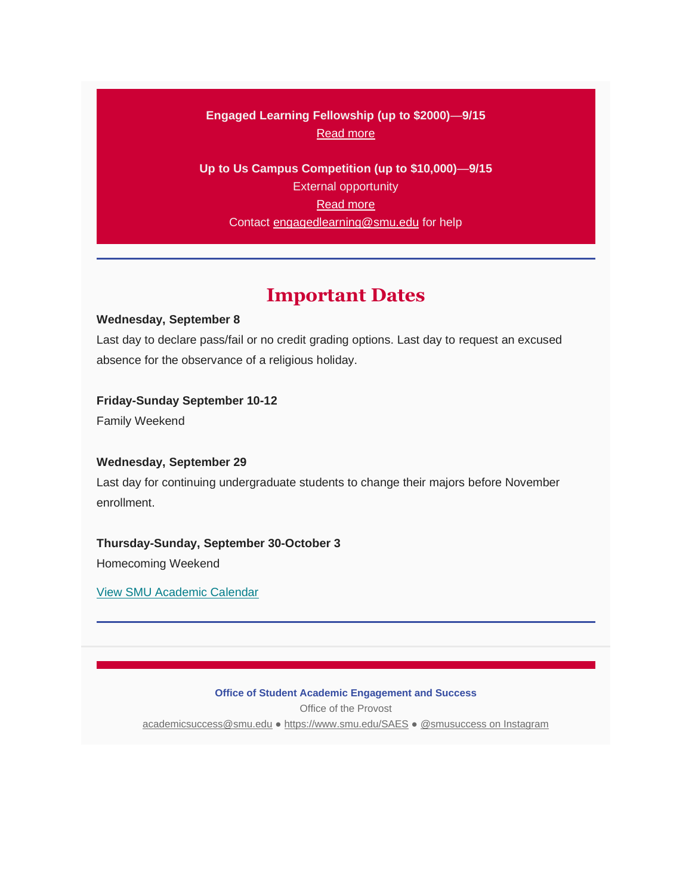**Engaged Learning Fellowship (up to $2000)—9/15**
Read more

**Up to Us Campus Competition (up to $10,000)—9/15**
External opportunity
Read more
Contact engagedlearning@smu.edu for help

---

## Important Dates

**Wednesday, September 8**
Last day to declare pass/fail or no credit grading options. Last day to request an excused absence for the observance of a religious holiday.

**Friday-Sunday September 10-12**
Family Weekend

**Wednesday, September 29**
Last day for continuing undergraduate students to change their majors before November enrollment.

**Thursday-Sunday, September 30-October 3**
Homecoming Weekend

View SMU Academic Calendar

---

**Office of Student Academic Engagement and Success**
Office of the Provost
academicsuccess@smu.edu ● https://www.smu.edu/SAES ● @smusuccess on Instagram